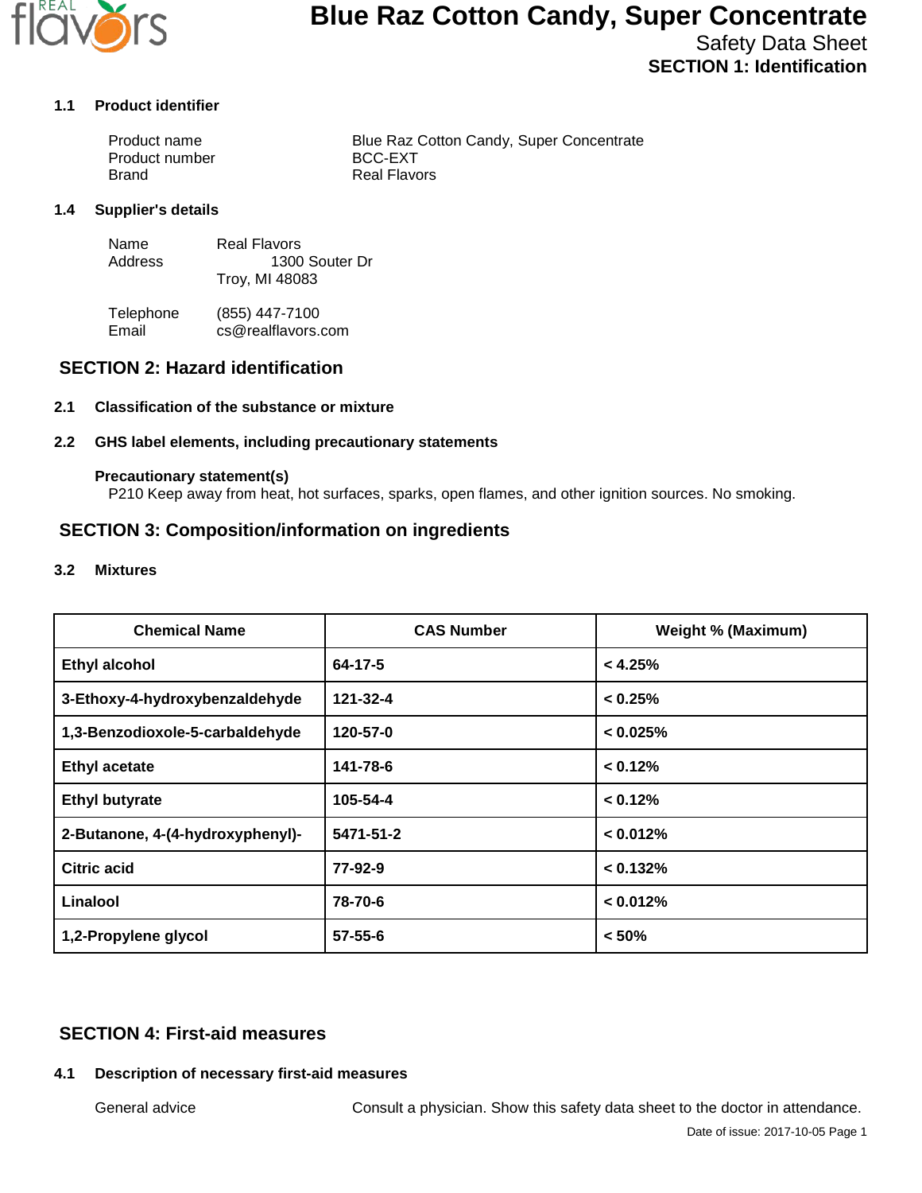# Blue Raz Cotton Candy, Super Concentrate

Safety Data Sheet

**SECTION 1: Identification**

### 1.1 Product identifier

Product name: Blue Raz Cotton Candy, Super Concentrate
Product number: BCC-EXT
Brand: Real Flavors

### 1.4 Supplier's details

Name: Real Flavors
Address: 1300 Souter Dr
Troy, MI 48083

Telephone: (855) 447-7100
Email: cs@realflavors.com

## SECTION 2: Hazard identification

### 2.1 Classification of the substance or mixture

### 2.2 GHS label elements, including precautionary statements

**Precautionary statement(s)**

P210 Keep away from heat, hot surfaces, sparks, open flames, and other ignition sources. No smoking.

## SECTION 3: Composition/information on ingredients

### 3.2 Mixtures

| Chemical Name | CAS Number | Weight % (Maximum) |
|---|---|---|
| Ethyl alcohol | 64-17-5 | < 4.25% |
| 3-Ethoxy-4-hydroxybenzaldehyde | 121-32-4 | < 0.25% |
| 1,3-Benzodioxole-5-carbaldehyde | 120-57-0 | < 0.025% |
| Ethyl acetate | 141-78-6 | < 0.12% |
| Ethyl butyrate | 105-54-4 | < 0.12% |
| 2-Butanone, 4-(4-hydroxyphenyl)- | 5471-51-2 | < 0.012% |
| Citric acid | 77-92-9 | < 0.132% |
| Linalool | 78-70-6 | < 0.012% |
| 1,2-Propylene glycol | 57-55-6 | < 50% |

## SECTION 4: First-aid measures

### 4.1 Description of necessary first-aid measures

General advice: Consult a physician. Show this safety data sheet to the doctor in attendance.

Date of issue: 2017-10-05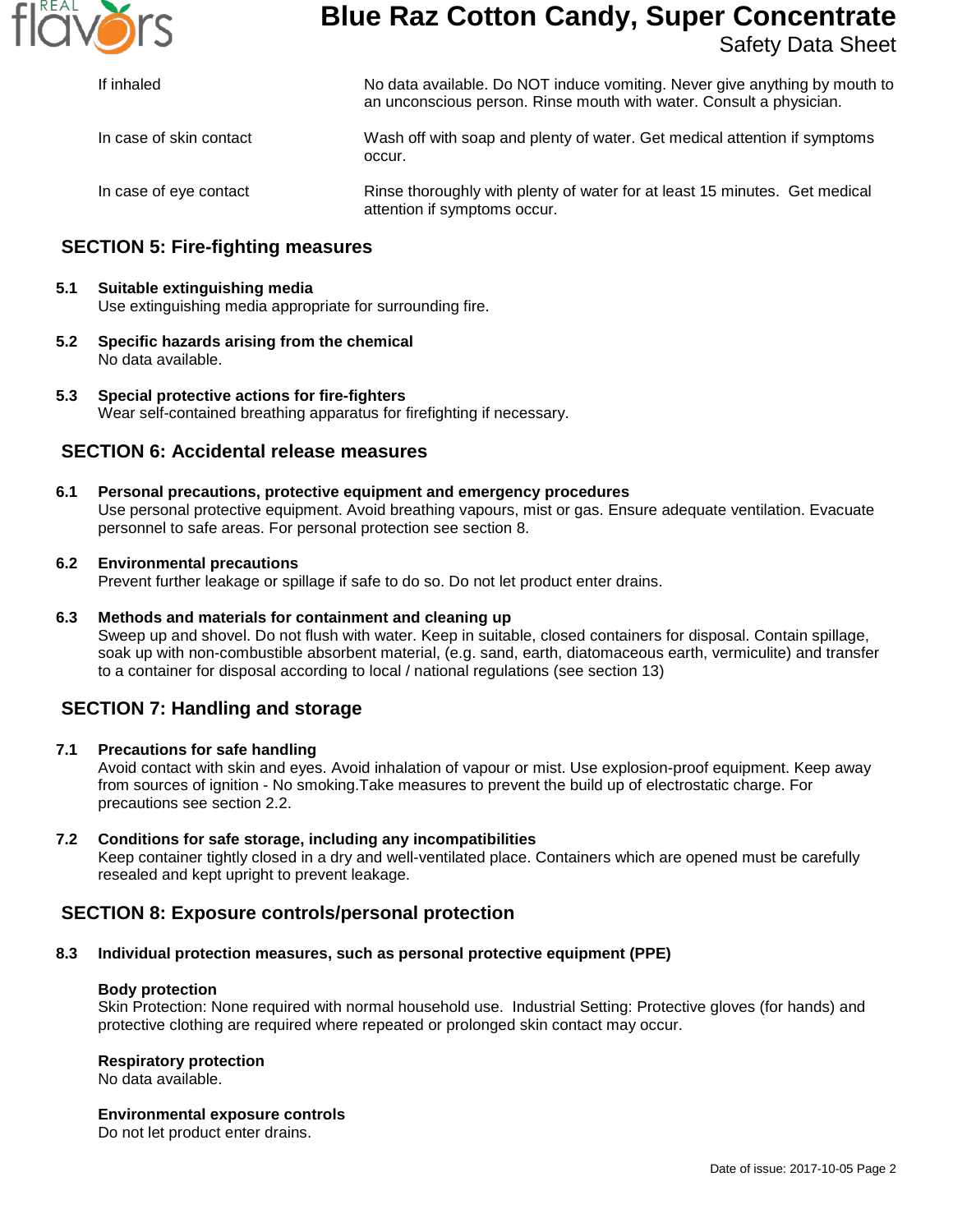| | |
|---|---|
| If inhaled | No data available. Do NOT induce vomiting. Never give anything by mouth to an unconscious person. Rinse mouth with water. Consult a physician. |
| In case of skin contact | Wash off with soap and plenty of water. Get medical attention if symptoms occur. |
| In case of eye contact | Rinse thoroughly with plenty of water for at least 15 minutes. Get medical attention if symptoms occur. |

## SECTION 5: Fire-fighting measures

**5.1 Suitable extinguishing media**
Use extinguishing media appropriate for surrounding fire.

**5.2 Specific hazards arising from the chemical**
No data available.

**5.3 Special protective actions for fire-fighters**
Wear self-contained breathing apparatus for firefighting if necessary.

## SECTION 6: Accidental release measures

**6.1 Personal precautions, protective equipment and emergency procedures**
Use personal protective equipment. Avoid breathing vapours, mist or gas. Ensure adequate ventilation. Evacuate personnel to safe areas. For personal protection see section 8.

**6.2 Environmental precautions**
Prevent further leakage or spillage if safe to do so. Do not let product enter drains.

**6.3 Methods and materials for containment and cleaning up**
Sweep up and shovel. Do not flush with water. Keep in suitable, closed containers for disposal. Contain spillage, soak up with non-combustible absorbent material, (e.g. sand, earth, diatomaceous earth, vermiculite) and transfer to a container for disposal according to local / national regulations (see section 13)

## SECTION 7: Handling and storage

**7.1 Precautions for safe handling**
Avoid contact with skin and eyes. Avoid inhalation of vapour or mist. Use explosion-proof equipment. Keep away from sources of ignition - No smoking.Take measures to prevent the build up of electrostatic charge. For precautions see section 2.2.

**7.2 Conditions for safe storage, including any incompatibilities**
Keep container tightly closed in a dry and well-ventilated place. Containers which are opened must be carefully resealed and kept upright to prevent leakage.

## SECTION 8: Exposure controls/personal protection

**8.3 Individual protection measures, such as personal protective equipment (PPE)**

**Body protection**
Skin Protection: None required with normal household use. Industrial Setting: Protective gloves (for hands) and protective clothing are required where repeated or prolonged skin contact may occur.

**Respiratory protection**
No data available.

**Environmental exposure controls**
Do not let product enter drains.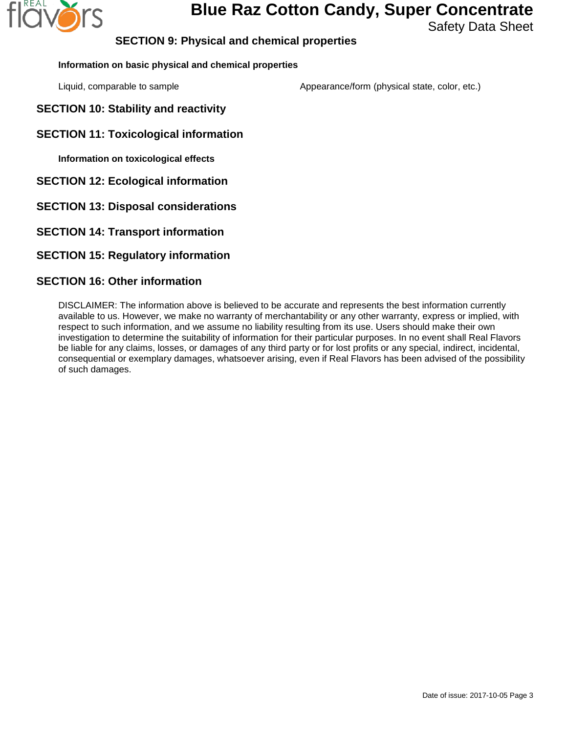## SECTION 9: Physical and chemical properties

**Information on basic physical and chemical properties**

| | |
|---|---|
| Liquid, comparable to sample | Appearance/form (physical state, color, etc.) |

## SECTION 10: Stability and reactivity

## SECTION 11: Toxicological information

**Information on toxicological effects**

## SECTION 12: Ecological information

## SECTION 13: Disposal considerations

## SECTION 14: Transport information

## SECTION 15: Regulatory information

## SECTION 16: Other information

DISCLAIMER: The information above is believed to be accurate and represents the best information currently available to us. However, we make no warranty of merchantability or any other warranty, express or implied, with respect to such information, and we assume no liability resulting from its use. Users should make their own investigation to determine the suitability of information for their particular purposes. In no event shall Real Flavors be liable for any claims, losses, or damages of any third party or for lost profits or any special, indirect, incidental, consequential or exemplary damages, whatsoever arising, even if Real Flavors has been advised of the possibility of such damages.

Date of issue: 2017-10-05